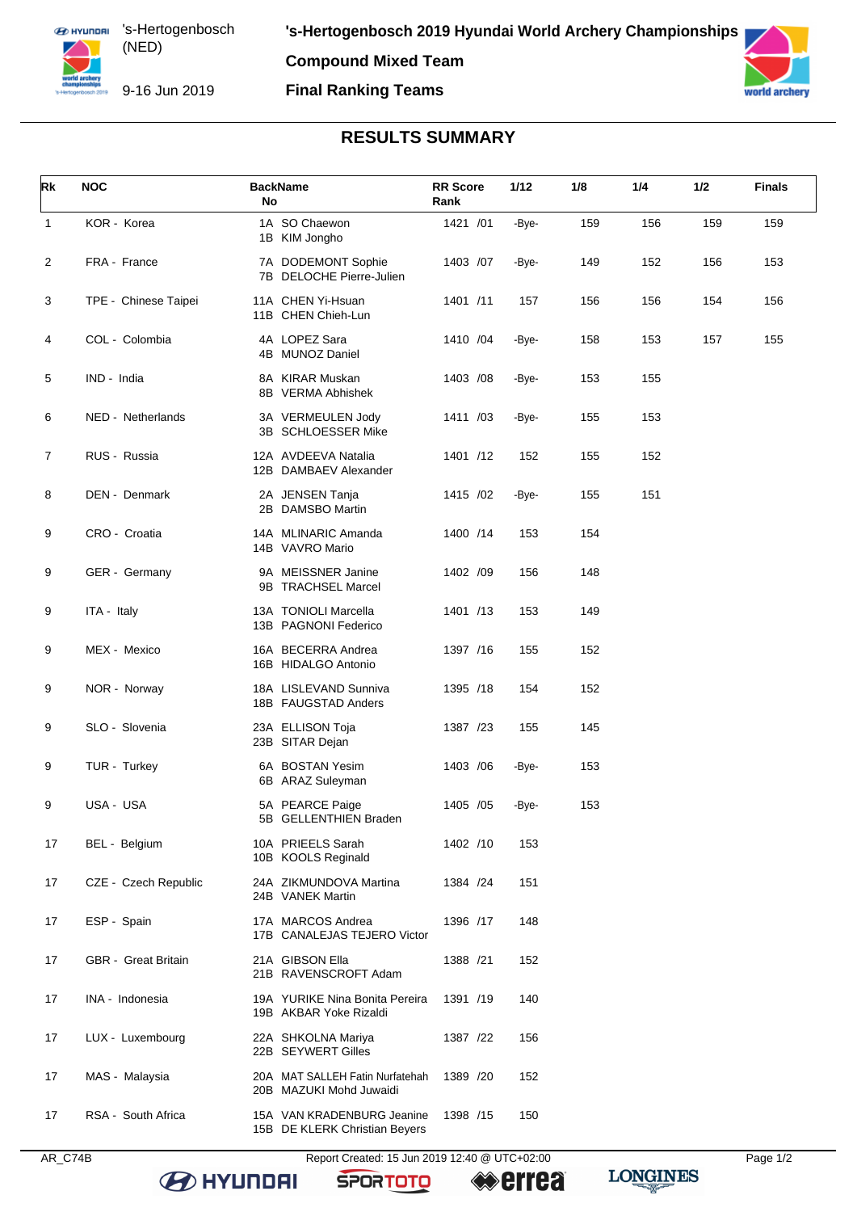# 's-Hertogenbosch 2019 Hyundai World Archery Championships

's-Hertogenbosch (NED)

9-16 Jun 2019

**Compound Mixed Team**

**Final Ranking Teams**

## RESULTS SUMMARY

| Rk | NOC | BackName No | RR Score Rank | 1/12 | 1/8 | 1/4 | 1/2 | Finals |
|---|---|---|---|---|---|---|---|---|
| 1 | KOR - Korea | 1A SO Chaewon<br>1B KIM Jongho | 1421 /01 | -Bye- | 159 | 156 | 159 | 159 |
| 2 | FRA - France | 7A DODEMONT Sophie<br>7B DELOCHE Pierre-Julien | 1403 /07 | -Bye- | 149 | 152 | 156 | 153 |
| 3 | TPE - Chinese Taipei | 11A CHEN Yi-Hsuan<br>11B CHEN Chieh-Lun | 1401 /11 | 157 | 156 | 156 | 154 | 156 |
| 4 | COL - Colombia | 4A LOPEZ Sara<br>4B MUNOZ Daniel | 1410 /04 | -Bye- | 158 | 153 | 157 | 155 |
| 5 | IND - India | 8A KIRAR Muskan<br>8B VERMA Abhishek | 1403 /08 | -Bye- | 153 | 155 | | |
| 6 | NED - Netherlands | 3A VERMEULEN Jody<br>3B SCHLOESSER Mike | 1411 /03 | -Bye- | 155 | 153 | | |
| 7 | RUS - Russia | 12A AVDEEVA Natalia<br>12B DAMBAEV Alexander | 1401 /12 | 152 | 155 | 152 | | |
| 8 | DEN - Denmark | 2A JENSEN Tanja<br>2B DAMSBO Martin | 1415 /02 | -Bye- | 155 | 151 | | |
| 9 | CRO - Croatia | 14A MLINARIC Amanda<br>14B VAVRO Mario | 1400 /14 | 153 | 154 | | | |
| 9 | GER - Germany | 9A MEISSNER Janine<br>9B TRACHSEL Marcel | 1402 /09 | 156 | 148 | | | |
| 9 | ITA - Italy | 13A TONIOLI Marcella<br>13B PAGNONI Federico | 1401 /13 | 153 | 149 | | | |
| 9 | MEX - Mexico | 16A BECERRA Andrea<br>16B HIDALGO Antonio | 1397 /16 | 155 | 152 | | | |
| 9 | NOR - Norway | 18A LISLEVAND Sunniva<br>18B FAUGSTAD Anders | 1395 /18 | 154 | 152 | | | |
| 9 | SLO - Slovenia | 23A ELLISON Toja<br>23B SITAR Dejan | 1387 /23 | 155 | 145 | | | |
| 9 | TUR - Turkey | 6A BOSTAN Yesim<br>6B ARAZ Suleyman | 1403 /06 | -Bye- | 153 | | | |
| 9 | USA - USA | 5A PEARCE Paige<br>5B GELLENTHIEN Braden | 1405 /05 | -Bye- | 153 | | | |
| 17 | BEL - Belgium | 10A PRIEELS Sarah<br>10B KOOLS Reginald | 1402 /10 | 153 | | | | |
| 17 | CZE - Czech Republic | 24A ZIKMUNDOVA Martina<br>24B VANEK Martin | 1384 /24 | 151 | | | | |
| 17 | ESP - Spain | 17A MARCOS Andrea<br>17B CANALEJAS TEJERO Victor | 1396 /17 | 148 | | | | |
| 17 | GBR - Great Britain | 21A GIBSON Ella<br>21B RAVENSCROFT Adam | 1388 /21 | 152 | | | | |
| 17 | INA - Indonesia | 19A YURIKE Nina Bonita Pereira<br>19B AKBAR Yoke Rizaldi | 1391 /19 | 140 | | | | |
| 17 | LUX - Luxembourg | 22A SHKOLNA Mariya<br>22B SEYWERT Gilles | 1387 /22 | 156 | | | | |
| 17 | MAS - Malaysia | 20A MAT SALLEH Fatin Nurfatehah<br>20B MAZUKI Mohd Juwaidi | 1389 /20 | 152 | | | | |
| 17 | RSA - South Africa | 15A VAN KRADENBURG Jeanine<br>15B DE KLERK Christian Beyers | 1398 /15 | 150 | | | | |

AR_C74B Report Created: 15 Jun 2019 12:40 @ UTC+02:00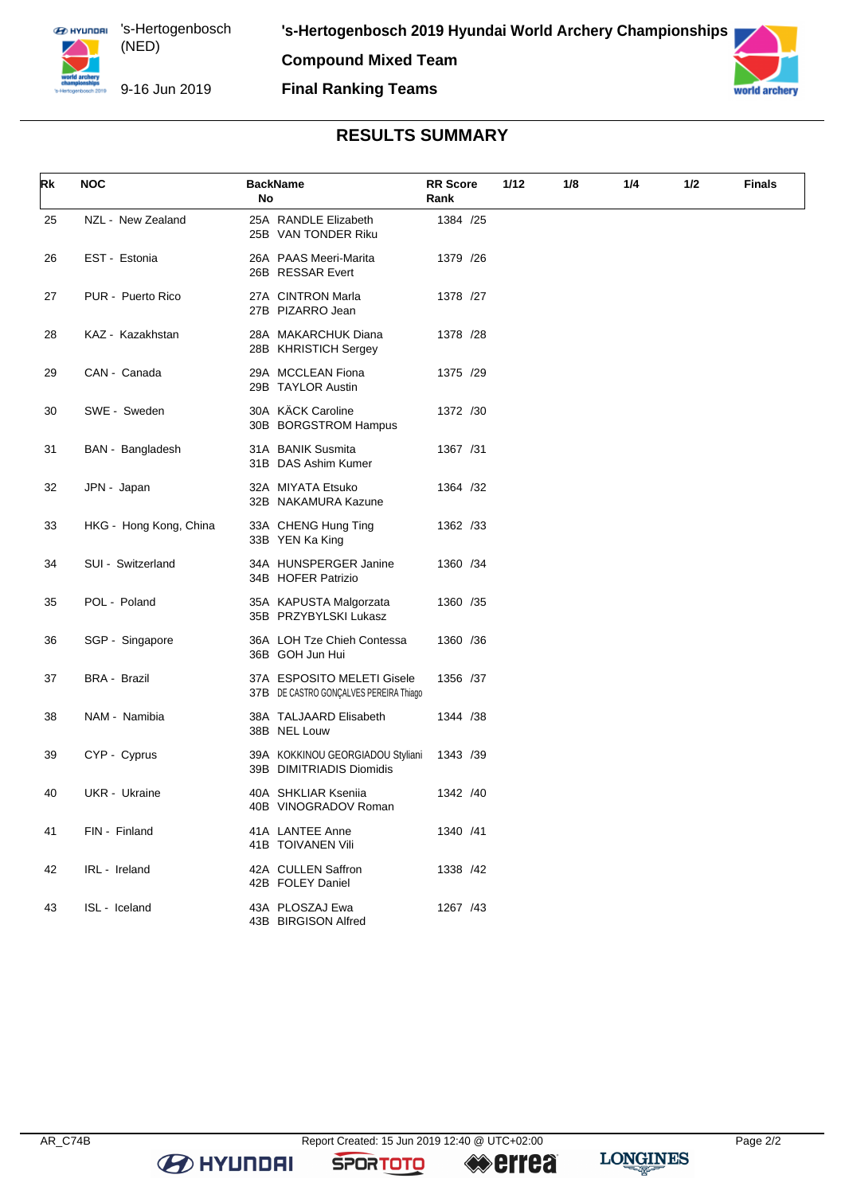's-Hertogenbosch (NED)

9-16 Jun 2019

**'s-Hertogenbosch 2019 Hyundai World Archery Championships**

**Compound Mixed Team**

**Final Ranking Teams**

## RESULTS SUMMARY

| Rk | NOC | BackName No | RR Score Rank | 1/12 | 1/8 | 1/4 | 1/2 | Finals |
|---|---|---|---|---|---|---|---|---|
| 25 | NZL - New Zealand | 25A RANDLE Elizabeth<br>25B VAN TONDER Riku | 1384 /25 | | | | | |
| 26 | EST - Estonia | 26A PAAS Meeri-Marita<br>26B RESSAR Evert | 1379 /26 | | | | | |
| 27 | PUR - Puerto Rico | 27A CINTRON Marla<br>27B PIZARRO Jean | 1378 /27 | | | | | |
| 28 | KAZ - Kazakhstan | 28A MAKARCHUK Diana<br>28B KHRISTICH Sergey | 1378 /28 | | | | | |
| 29 | CAN - Canada | 29A MCCLEAN Fiona<br>29B TAYLOR Austin | 1375 /29 | | | | | |
| 30 | SWE - Sweden | 30A KÄCK Caroline<br>30B BORGSTROM Hampus | 1372 /30 | | | | | |
| 31 | BAN - Bangladesh | 31A BANIK Susmita<br>31B DAS Ashim Kumer | 1367 /31 | | | | | |
| 32 | JPN - Japan | 32A MIYATA Etsuko<br>32B NAKAMURA Kazune | 1364 /32 | | | | | |
| 33 | HKG - Hong Kong, China | 33A CHENG Hung Ting<br>33B YEN Ka King | 1362 /33 | | | | | |
| 34 | SUI - Switzerland | 34A HUNSPERGER Janine<br>34B HOFER Patrizio | 1360 /34 | | | | | |
| 35 | POL - Poland | 35A KAPUSTA Malgorzata<br>35B PRZYBYLSKI Lukasz | 1360 /35 | | | | | |
| 36 | SGP - Singapore | 36A LOH Tze Chieh Contessa<br>36B GOH Jun Hui | 1360 /36 | | | | | |
| 37 | BRA - Brazil | 37A ESPOSITO MELETI Gisele<br>37B DE CASTRO GONÇALVES PEREIRA Thiago | 1356 /37 | | | | | |
| 38 | NAM - Namibia | 38A TALJAARD Elisabeth<br>38B NEL Louw | 1344 /38 | | | | | |
| 39 | CYP - Cyprus | 39A KOKKINOU GEORGIADOU Styliani<br>39B DIMITRIADIS Diomidis | 1343 /39 | | | | | |
| 40 | UKR - Ukraine | 40A SHKLIAR Kseniia<br>40B VINOGRADOV Roman | 1342 /40 | | | | | |
| 41 | FIN - Finland | 41A LANTEE Anne<br>41B TOIVANEN Vili | 1340 /41 | | | | | |
| 42 | IRL - Ireland | 42A CULLEN Saffron<br>42B FOLEY Daniel | 1338 /42 | | | | | |
| 43 | ISL - Iceland | 43A PLOSZAJ Ewa<br>43B BIRGISON Alfred | 1267 /43 | | | | | |

AR_C74B    Report Created: 15 Jun 2019 12:40 @ UTC+02:00